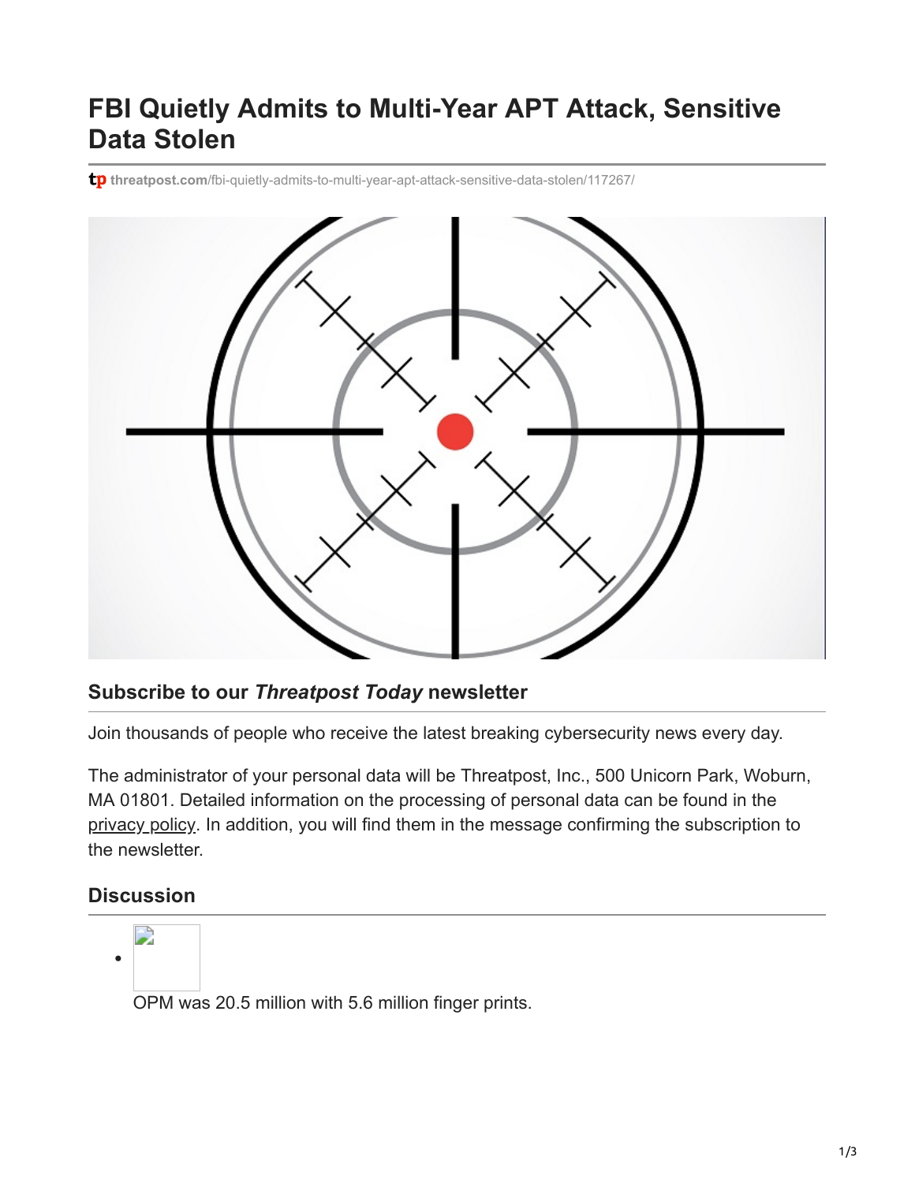# FBI Quietly Admits to Multi-Year APT Attack, Sensitive Data Stolen

tp threatpost.com/fbi-quietly-admits-to-multi-year-apt-attack-sensitive-data-stolen/117267/

### Subscribe to our *Threatpost Today* newsletter

Join thousands of people who receive the latest breaking cybersecurity news every day.

The administrator of your personal data will be Threatpost, Inc., 500 Unicorn Park, Woburn, MA 01801. Detailed information on the processing of personal data can be found in the privacy policy. In addition, you will find them in the message confirming the subscription to the newsletter.

## Discussion

- OPM was 20.5 million with 5.6 million finger prints.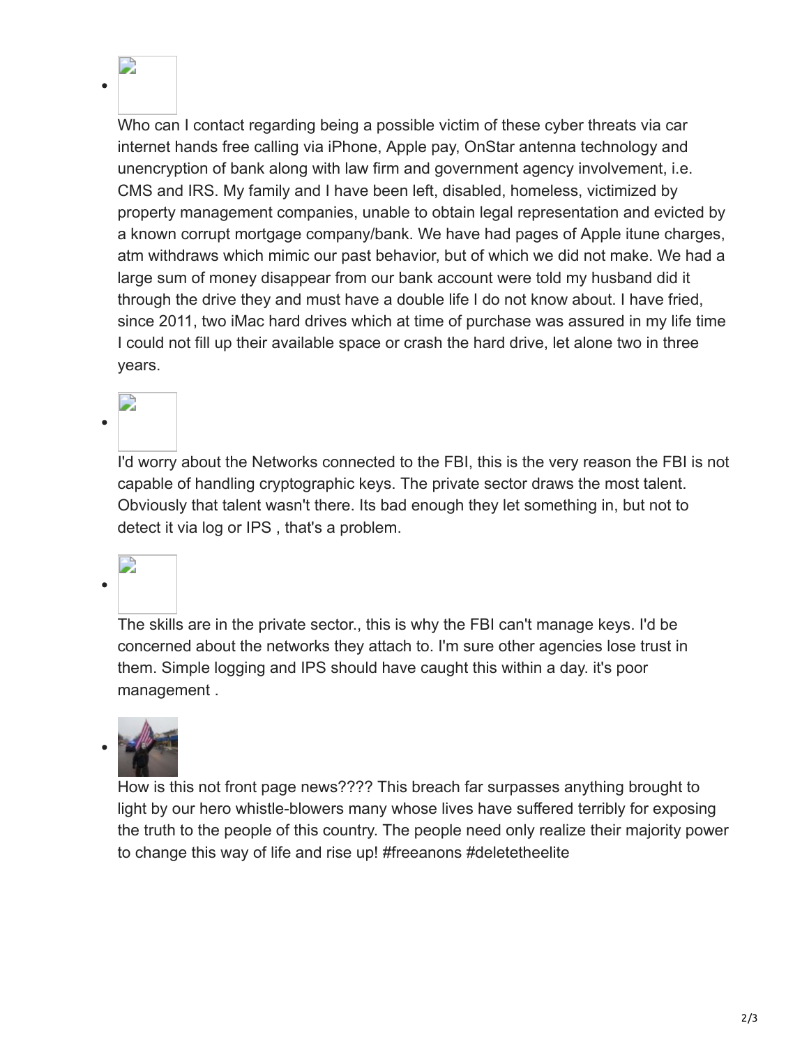- Who can I contact regarding being a possible victim of these cyber threats via car internet hands free calling via iPhone, Apple pay, OnStar antenna technology and unencryption of bank along with law firm and government agency involvement, i.e. CMS and IRS. My family and I have been left, disabled, homeless, victimized by property management companies, unable to obtain legal representation and evicted by a known corrupt mortgage company/bank. We have had pages of Apple itune charges, atm withdraws which mimic our past behavior, but of which we did not make. We had a large sum of money disappear from our bank account were told my husband did it through the drive they and must have a double life I do not know about. I have fried, since 2011, two iMac hard drives which at time of purchase was assured in my life time I could not fill up their available space or crash the hard drive, let alone two in three years.

- I'd worry about the Networks connected to the FBI, this is the very reason the FBI is not capable of handling cryptographic keys. The private sector draws the most talent. Obviously that talent wasn't there. Its bad enough they let something in, but not to detect it via log or IPS , that's a problem.

- The skills are in the private sector., this is why the FBI can't manage keys. I'd be concerned about the networks they attach to. I'm sure other agencies lose trust in them. Simple logging and IPS should have caught this within a day. it's poor management .

- How is this not front page news???? This breach far surpasses anything brought to light by our hero whistle-blowers many whose lives have suffered terribly for exposing the truth to the people of this country. The people need only realize their majority power to change this way of life and rise up! #freeanons #deletetheelite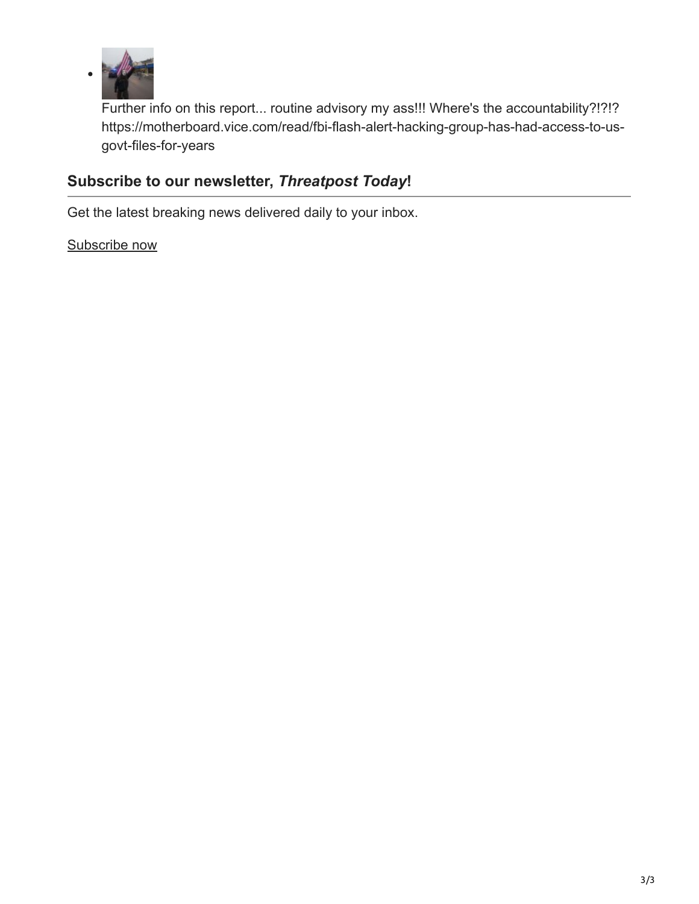- Further info on this report... routine advisory my ass!!! Where's the accountability?!?!? https://motherboard.vice.com/read/fbi-flash-alert-hacking-group-has-had-access-to-us-govt-files-for-years

## Subscribe to our newsletter, *Threatpost Today*!

Get the latest breaking news delivered daily to your inbox.

Subscribe now